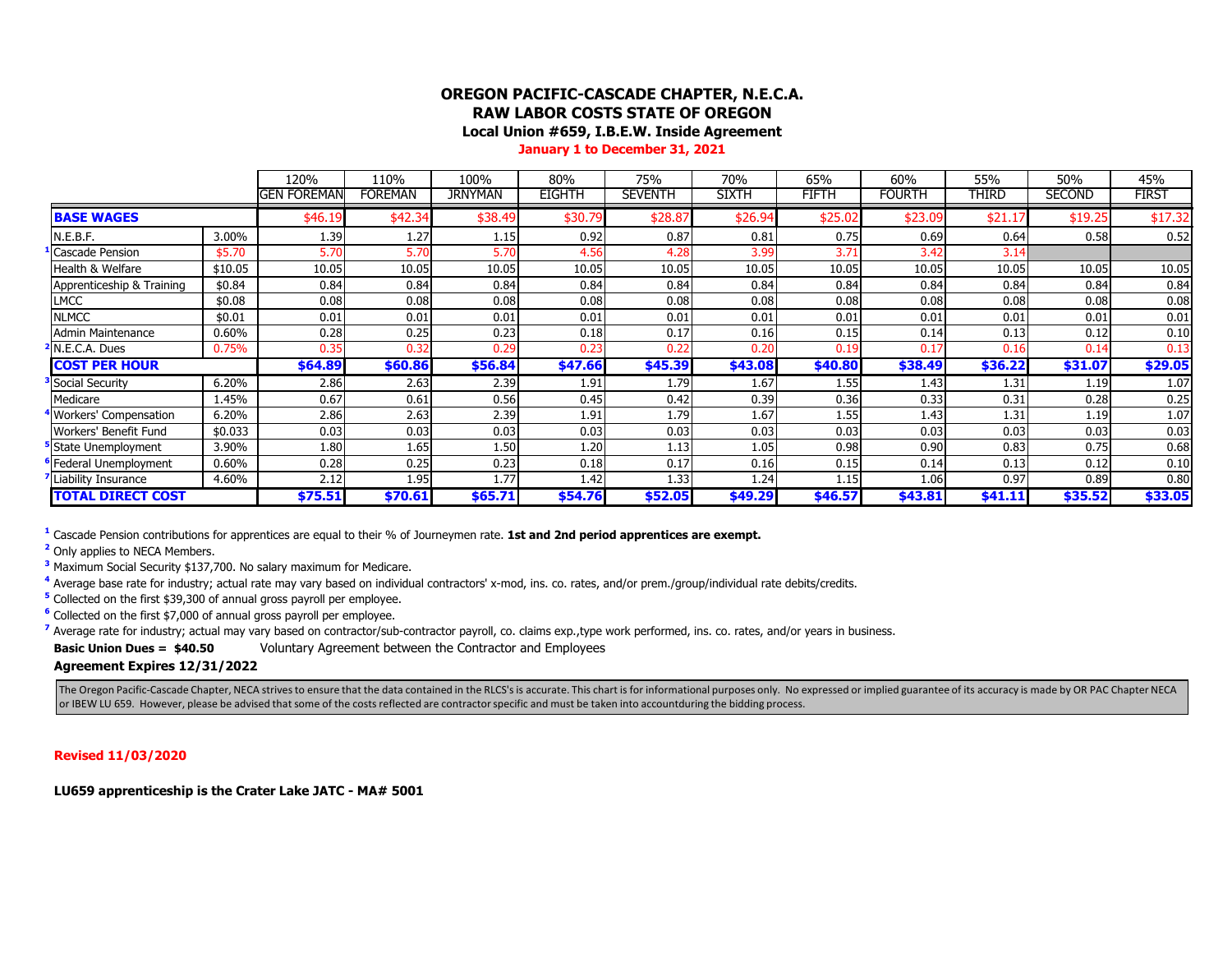# OREGON PACIFIC-CASCADE CHAPTER, N.E.C.A.

## RAW LABOR COSTS STATE OF OREGON

### Local Union #659, I.B.E.W. Inside Agreement

**January 1 to December 31, 2021**

| | | 120% GEN FOREMAN | 110% FOREMAN | 100% JRNYMAN | 80% EIGHTH | 75% SEVENTH | 70% SIXTH | 65% FIFTH | 60% FOURTH | 55% THIRD | 50% SECOND | 45% FIRST |
|---|---|---|---|---|---|---|---|---|---|---|---|---|
| **BASE WAGES** | | $46.19 | $42.34 | $38.49 | $30.79 | $28.87 | $26.94 | $25.02 | $23.09 | $21.17 | $19.25 | $17.32 |
| N.E.B.F. | 3.00% | 1.39 | 1.27 | 1.15 | 0.92 | 0.87 | 0.81 | 0.75 | 0.69 | 0.64 | 0.58 | 0.52 |
| [1] Cascade Pension | $5.70 | 5.70 | 5.70 | 5.70 | 4.56 | 4.28 | 3.99 | 3.71 | 3.42 | 3.14 | | |
| Health & Welfare | $10.05 | 10.05 | 10.05 | 10.05 | 10.05 | 10.05 | 10.05 | 10.05 | 10.05 | 10.05 | 10.05 | 10.05 |
| Apprenticeship & Training | $0.84 | 0.84 | 0.84 | 0.84 | 0.84 | 0.84 | 0.84 | 0.84 | 0.84 | 0.84 | 0.84 | 0.84 |
| LMCC | $0.08 | 0.08 | 0.08 | 0.08 | 0.08 | 0.08 | 0.08 | 0.08 | 0.08 | 0.08 | 0.08 | 0.08 |
| NLMCC | $0.01 | 0.01 | 0.01 | 0.01 | 0.01 | 0.01 | 0.01 | 0.01 | 0.01 | 0.01 | 0.01 | 0.01 |
| Admin Maintenance | 0.60% | 0.28 | 0.25 | 0.23 | 0.18 | 0.17 | 0.16 | 0.15 | 0.14 | 0.13 | 0.12 | 0.10 |
| [2] N.E.C.A. Dues | 0.75% | 0.35 | 0.32 | 0.29 | 0.23 | 0.22 | 0.20 | 0.19 | 0.17 | 0.16 | 0.14 | 0.13 |
| **COST PER HOUR** | | **$64.89** | **$60.86** | **$56.84** | **$47.66** | **$45.39** | **$43.08** | **$40.80** | **$38.49** | **$36.22** | **$31.07** | **$29.05** |
| [3] Social Security | 6.20% | 2.86 | 2.63 | 2.39 | 1.91 | 1.79 | 1.67 | 1.55 | 1.43 | 1.31 | 1.19 | 1.07 |
| Medicare | 1.45% | 0.67 | 0.61 | 0.56 | 0.45 | 0.42 | 0.39 | 0.36 | 0.33 | 0.31 | 0.28 | 0.25 |
| [4] Workers' Compensation | 6.20% | 2.86 | 2.63 | 2.39 | 1.91 | 1.79 | 1.67 | 1.55 | 1.43 | 1.31 | 1.19 | 1.07 |
| Workers' Benefit Fund | $0.033 | 0.03 | 0.03 | 0.03 | 0.03 | 0.03 | 0.03 | 0.03 | 0.03 | 0.03 | 0.03 | 0.03 |
| [5] State Unemployment | 3.90% | 1.80 | 1.65 | 1.50 | 1.20 | 1.13 | 1.05 | 0.98 | 0.90 | 0.83 | 0.75 | 0.68 |
| [6] Federal Unemployment | 0.60% | 0.28 | 0.25 | 0.23 | 0.18 | 0.17 | 0.16 | 0.15 | 0.14 | 0.13 | 0.12 | 0.10 |
| [7] Liability Insurance | 4.60% | 2.12 | 1.95 | 1.77 | 1.42 | 1.33 | 1.24 | 1.15 | 1.06 | 0.97 | 0.89 | 0.80 |
| **TOTAL DIRECT COST** | | **$75.51** | **$70.61** | **$65.71** | **$54.76** | **$52.05** | **$49.29** | **$46.57** | **$43.81** | **$41.11** | **$35.52** | **$33.05** |

[1] Cascade Pension contributions for apprentices are equal to their % of Journeymen rate. **1st and 2nd period apprentices are exempt.**

[2] Only applies to NECA Members.

[3] Maximum Social Security $137,700. No salary maximum for Medicare.

[4] Average base rate for industry; actual rate may vary based on individual contractors' x-mod, ins. co. rates, and/or prem./group/individual rate debits/credits.

[5] Collected on the first $39,300 of annual gross payroll per employee.

[6] Collected on the first $7,000 of annual gross payroll per employee.

[7] Average rate for industry; actual may vary based on contractor/sub-contractor payroll, co. claims exp.,type work performed, ins. co. rates, and/or years in business.

**Basic Union Dues = $40.50** Voluntary Agreement between the Contractor and Employees

**Agreement Expires 12/31/2022**

The Oregon Pacific-Cascade Chapter, NECA strives to ensure that the data contained in the RLCS's is accurate. This chart is for informational purposes only. No expressed or implied guarantee of its accuracy is made by OR PAC Chapter NECA or IBEW LU 659. However, please be advised that some of the costs reflected are contractor specific and must be taken into accountduring the bidding process.

**Revised 11/03/2020**

**LU659 apprenticeship is the Crater Lake JATC - MA# 5001**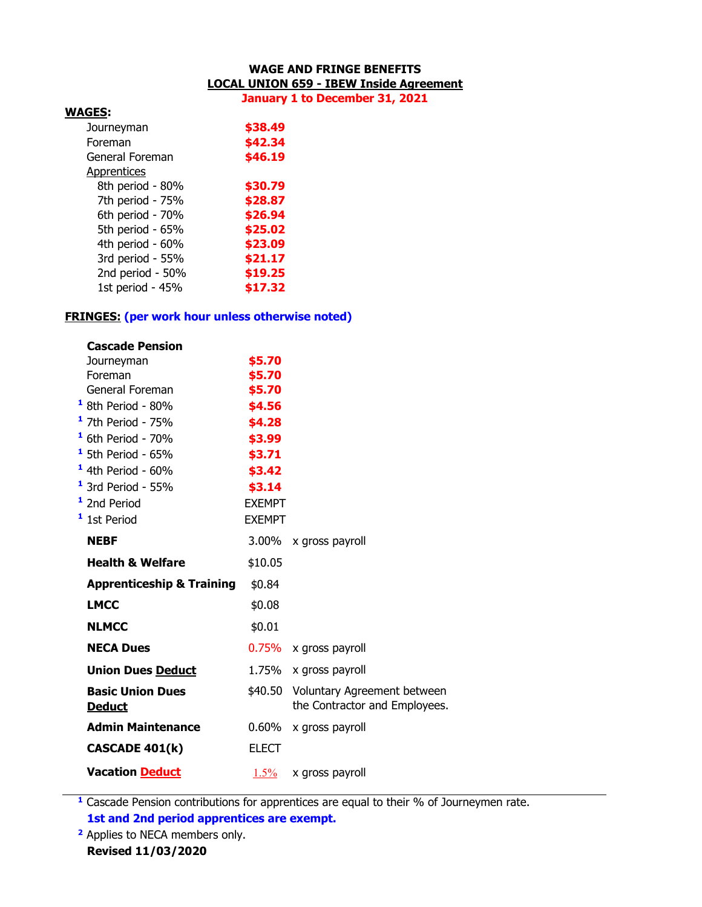**WAGE AND FRINGE BENEFITS**
**LOCAL UNION 659 - IBEW Inside Agreement**
**January 1 to December 31, 2021**

**WAGES:**

| | |
|---|---|
| Journeyman | **$38.49** |
| Foreman | **$42.34** |
| General Foreman | **$46.19** |
| Apprentices | |
| 8th period - 80% | **$30.79** |
| 7th period - 75% | **$28.87** |
| 6th period - 70% | **$26.94** |
| 5th period - 65% | **$25.02** |
| 4th period - 60% | **$23.09** |
| 3rd period - 55% | **$21.17** |
| 2nd period - 50% | **$19.25** |
| 1st period - 45% | **$17.32** |

**FRINGES:** **(per work hour unless otherwise noted)**

| | | |
|---|---|---|
| **Cascade Pension** | | |
| Journeyman | **$5.70** | |
| Foreman | **$5.70** | |
| General Foreman | **$5.70** | |
| [1] 8th Period - 80% | **$4.56** | |
| [1] 7th Period - 75% | **$4.28** | |
| [1] 6th Period - 70% | **$3.99** | |
| [1] 5th Period - 65% | **$3.71** | |
| [1] 4th Period - 60% | **$3.42** | |
| [1] 3rd Period - 55% | **$3.14** | |
| [1] 2nd Period | EXEMPT | |
| [1] 1st Period | EXEMPT | |
| **NEBF** | 3.00% | x gross payroll |
| **Health & Welfare** | $10.05 | |
| **Apprenticeship & Training** | $0.84 | |
| **LMCC** | $0.08 | |
| **NLMCC** | $0.01 | |
| **NECA Dues** | 0.75% | x gross payroll |
| **Union Dues Deduct** | 1.75% | x gross payroll |
| **Basic Union Dues Deduct** | $40.50 | Voluntary Agreement between the Contractor and Employees. |
| **Admin Maintenance** | 0.60% | x gross payroll |
| **CASCADE 401(k)** | ELECT | |
| **Vacation Deduct** | 1.5% | x gross payroll |

[1] Cascade Pension contributions for apprentices are equal to their % of Journeymen rate. **1st and 2nd period apprentices are exempt.**

[2] Applies to NECA members only.

**Revised 11/03/2020**